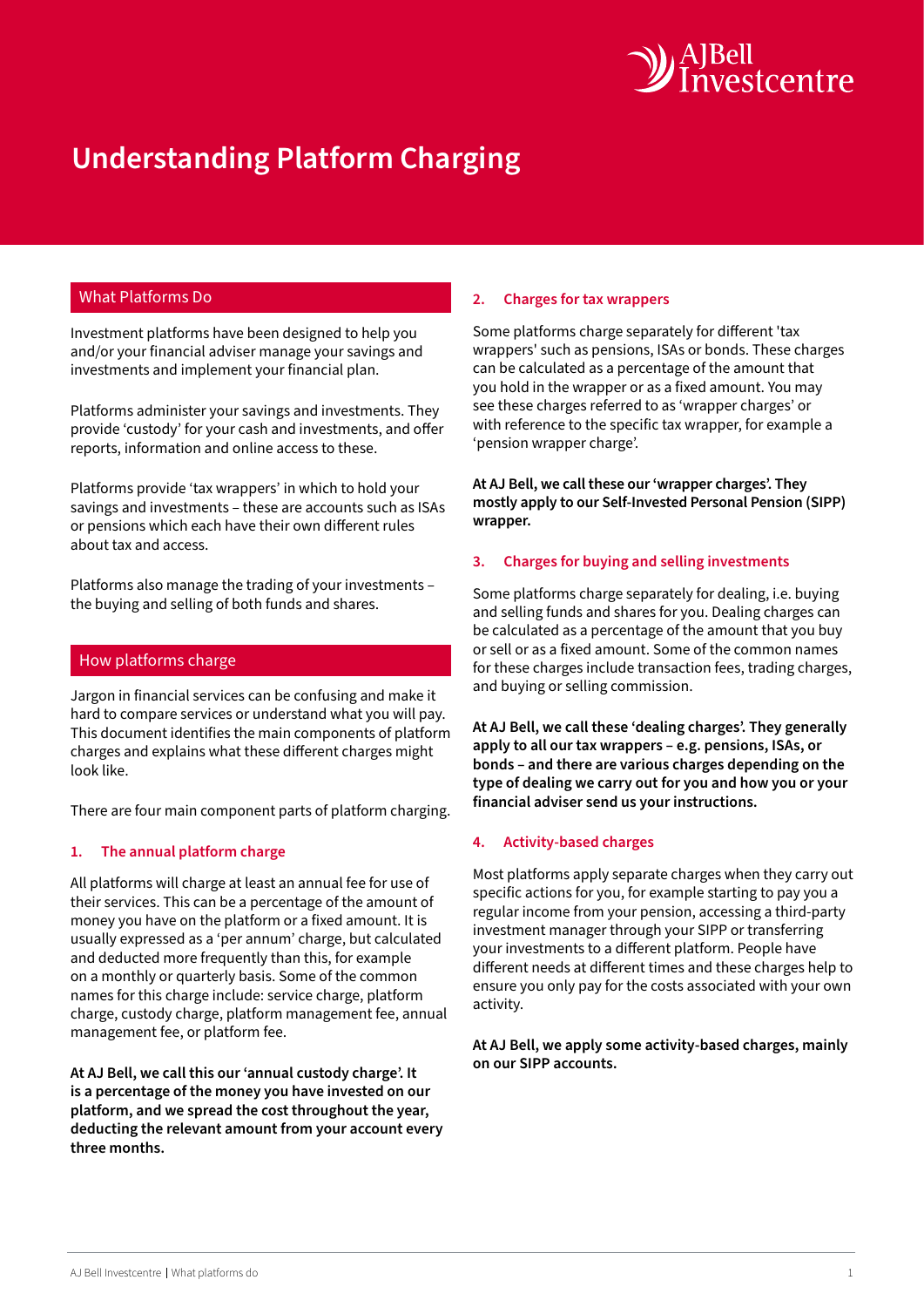# Understanding Platform Charging

## What Platforms Do

Investment platforms have been designed to help you and/or your financial adviser manage your savings and investments and implement your financial plan.

Platforms administer your savings and investments. They provide 'custody' for your cash and investments, and offer reports, information and online access to these.

Platforms provide 'tax wrappers' in which to hold your savings and investments – these are accounts such as ISAs or pensions which each have their own different rules about tax and access.

Platforms also manage the trading of your investments – the buying and selling of both funds and shares.

## How platforms charge

Jargon in financial services can be confusing and make it hard to compare services or understand what you will pay. This document identifies the main components of platform charges and explains what these different charges might look like.

There are four main component parts of platform charging.

### 1. The annual platform charge

All platforms will charge at least an annual fee for use of their services. This can be a percentage of the amount of money you have on the platform or a fixed amount. It is usually expressed as a 'per annum' charge, but calculated and deducted more frequently than this, for example on a monthly or quarterly basis. Some of the common names for this charge include: service charge, platform charge, custody charge, platform management fee, annual management fee, or platform fee.

**At AJ Bell, we call this our 'annual custody charge'. It is a percentage of the money you have invested on our platform, and we spread the cost throughout the year, deducting the relevant amount from your account every three months.**

### 2. Charges for tax wrappers

Some platforms charge separately for different 'tax wrappers' such as pensions, ISAs or bonds. These charges can be calculated as a percentage of the amount that you hold in the wrapper or as a fixed amount. You may see these charges referred to as 'wrapper charges' or with reference to the specific tax wrapper, for example a 'pension wrapper charge'.

**At AJ Bell, we call these our 'wrapper charges'. They mostly apply to our Self-Invested Personal Pension (SIPP) wrapper.**

### 3. Charges for buying and selling investments

Some platforms charge separately for dealing, i.e. buying and selling funds and shares for you. Dealing charges can be calculated as a percentage of the amount that you buy or sell or as a fixed amount. Some of the common names for these charges include transaction fees, trading charges, and buying or selling commission.

**At AJ Bell, we call these 'dealing charges'. They generally apply to all our tax wrappers – e.g. pensions, ISAs, or bonds – and there are various charges depending on the type of dealing we carry out for you and how you or your financial adviser send us your instructions.**

### 4. Activity-based charges

Most platforms apply separate charges when they carry out specific actions for you, for example starting to pay you a regular income from your pension, accessing a third-party investment manager through your SIPP or transferring your investments to a different platform. People have different needs at different times and these charges help to ensure you only pay for the costs associated with your own activity.

**At AJ Bell, we apply some activity-based charges, mainly on our SIPP accounts.**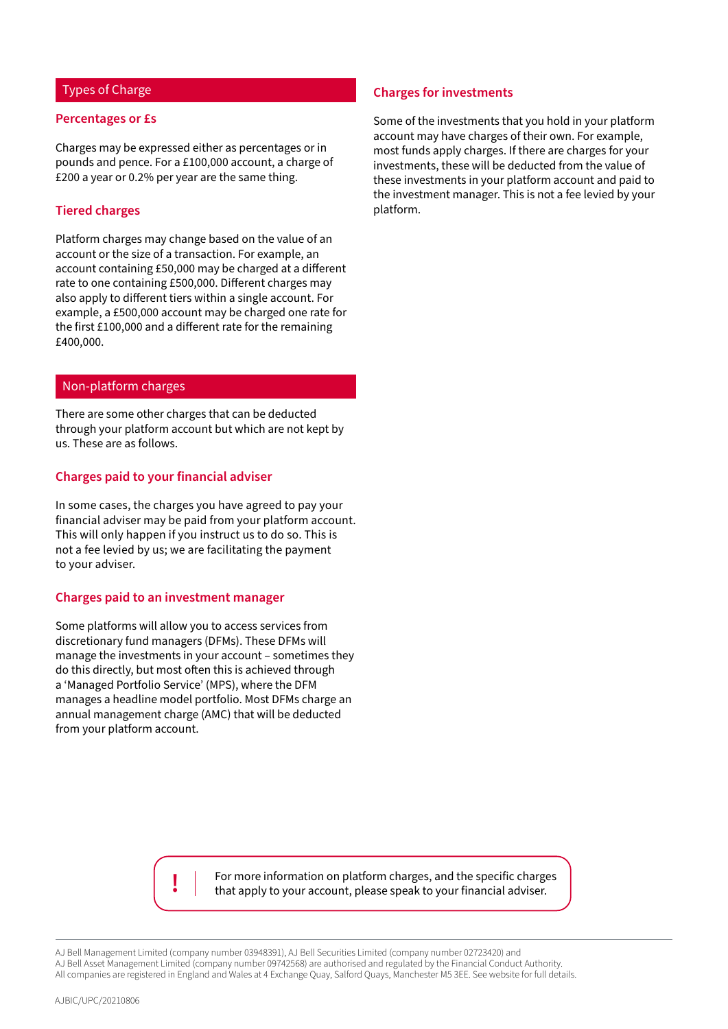## Types of Charge

### Percentages or £s

Charges may be expressed either as percentages or in pounds and pence. For a £100,000 account, a charge of £200 a year or 0.2% per year are the same thing.

### Tiered charges

Platform charges may change based on the value of an account or the size of a transaction. For example, an account containing £50,000 may be charged at a different rate to one containing £500,000. Different charges may also apply to different tiers within a single account. For example, a £500,000 account may be charged one rate for the first £100,000 and a different rate for the remaining £400,000.

## Non-platform charges

There are some other charges that can be deducted through your platform account but which are not kept by us. These are as follows.

### Charges paid to your financial adviser

In some cases, the charges you have agreed to pay your financial adviser may be paid from your platform account. This will only happen if you instruct us to do so. This is not a fee levied by us; we are facilitating the payment to your adviser.

### Charges paid to an investment manager

Some platforms will allow you to access services from discretionary fund managers (DFMs). These DFMs will manage the investments in your account – sometimes they do this directly, but most often this is achieved through a 'Managed Portfolio Service' (MPS), where the DFM manages a headline model portfolio. Most DFMs charge an annual management charge (AMC) that will be deducted from your platform account.

### Charges for investments

Some of the investments that you hold in your platform account may have charges of their own. For example, most funds apply charges. If there are charges for your investments, these will be deducted from the value of these investments in your platform account and paid to the investment manager. This is not a fee levied by your platform.

> **!** For more information on platform charges, and the specific charges that apply to your account, please speak to your financial adviser.

AJ Bell Management Limited (company number 03948391), AJ Bell Securities Limited (company number 02723420) and AJ Bell Asset Management Limited (company number 09742568) are authorised and regulated by the Financial Conduct Authority. All companies are registered in England and Wales at 4 Exchange Quay, Salford Quays, Manchester M5 3EE. See website for full details.

AJBIC/UPC/20210806